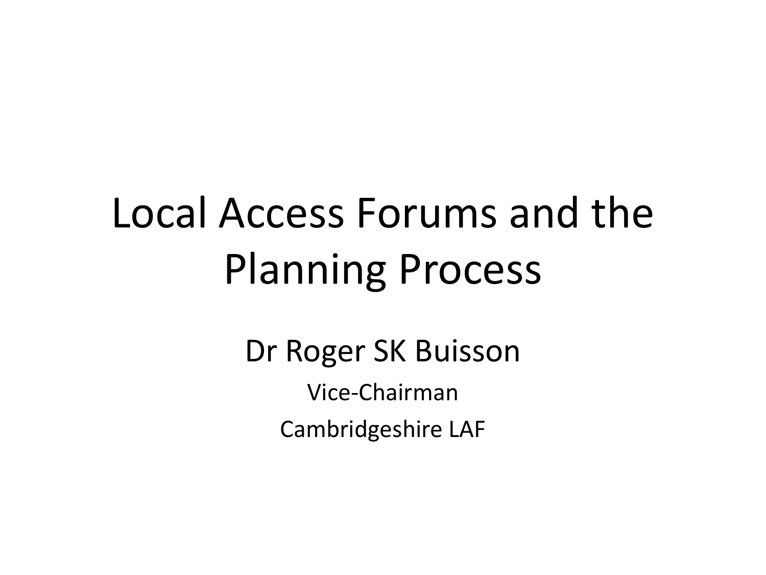# Local Access Forums and the Planning Process

Dr Roger SK Buisson

Vice-Chairman

Cambridgeshire LAF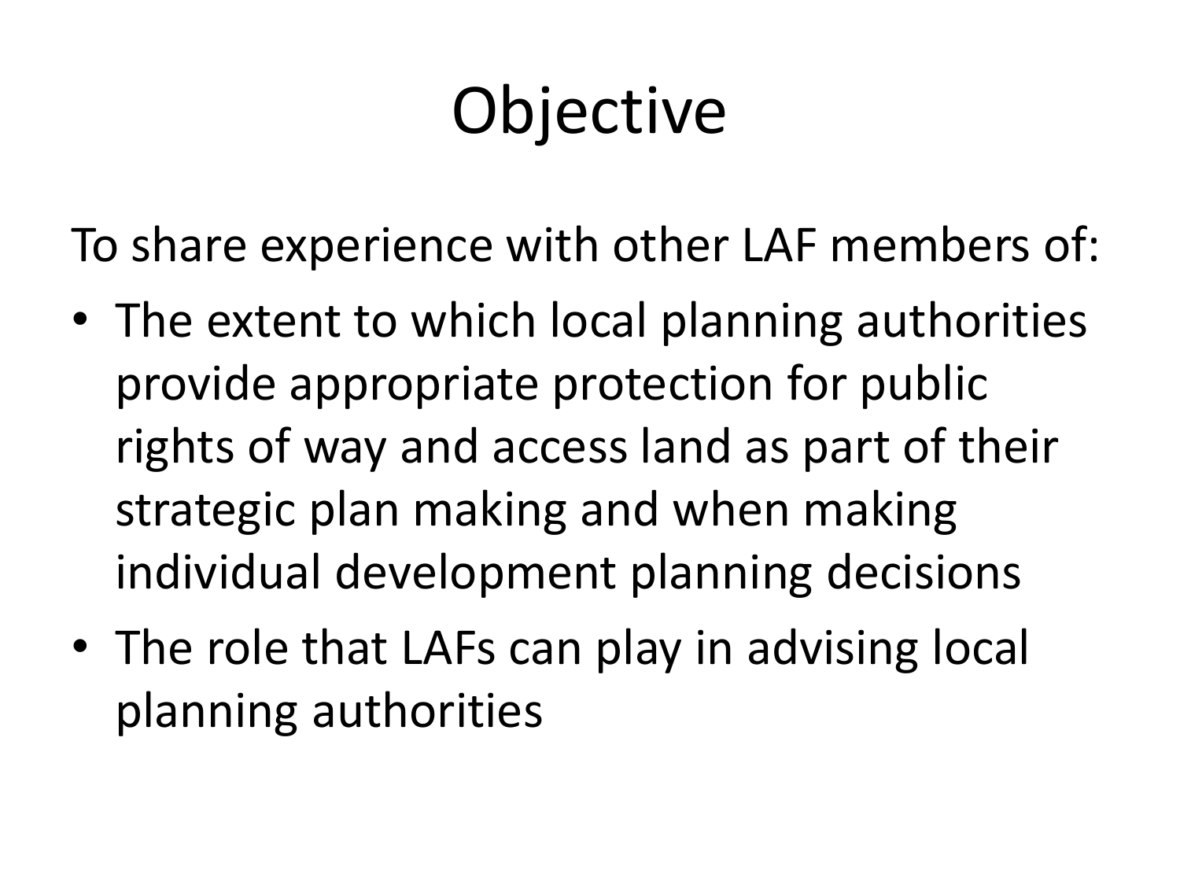# Objective

To share experience with other LAF members of:

- The extent to which local planning authorities provide appropriate protection for public rights of way and access land as part of their strategic plan making and when making individual development planning decisions
- The role that LAFs can play in advising local planning authorities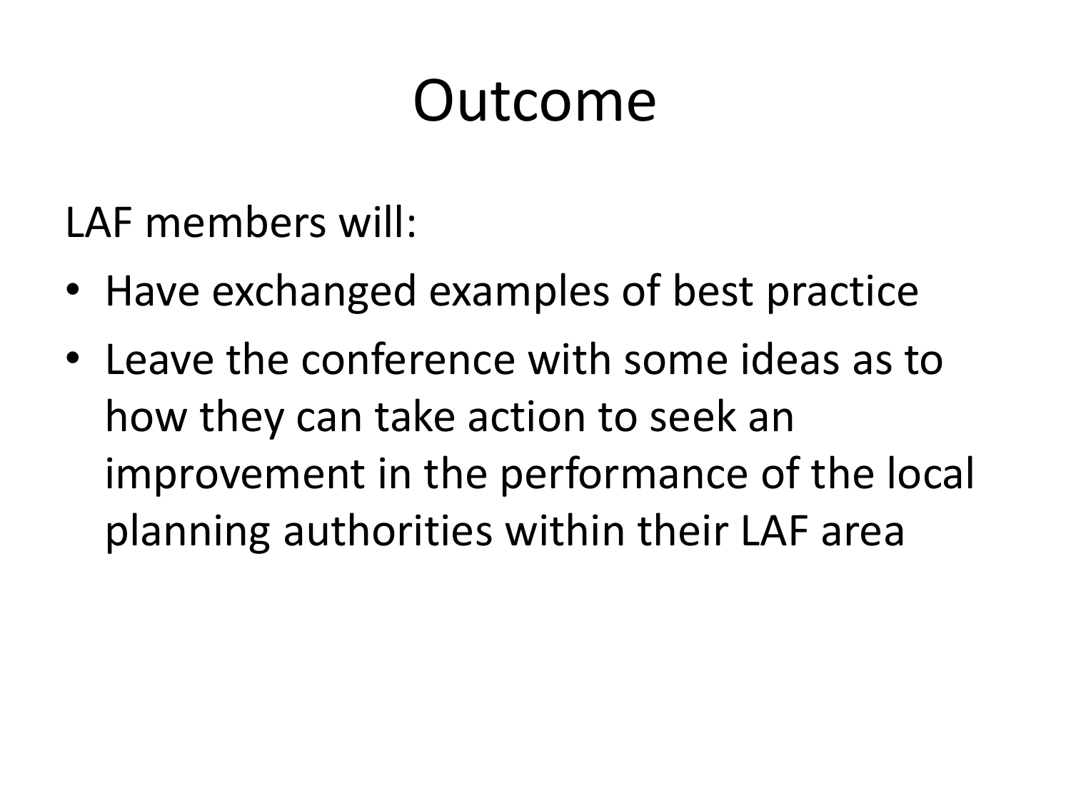# Outcome

LAF members will:

- Have exchanged examples of best practice
- Leave the conference with some ideas as to how they can take action to seek an improvement in the performance of the local planning authorities within their LAF area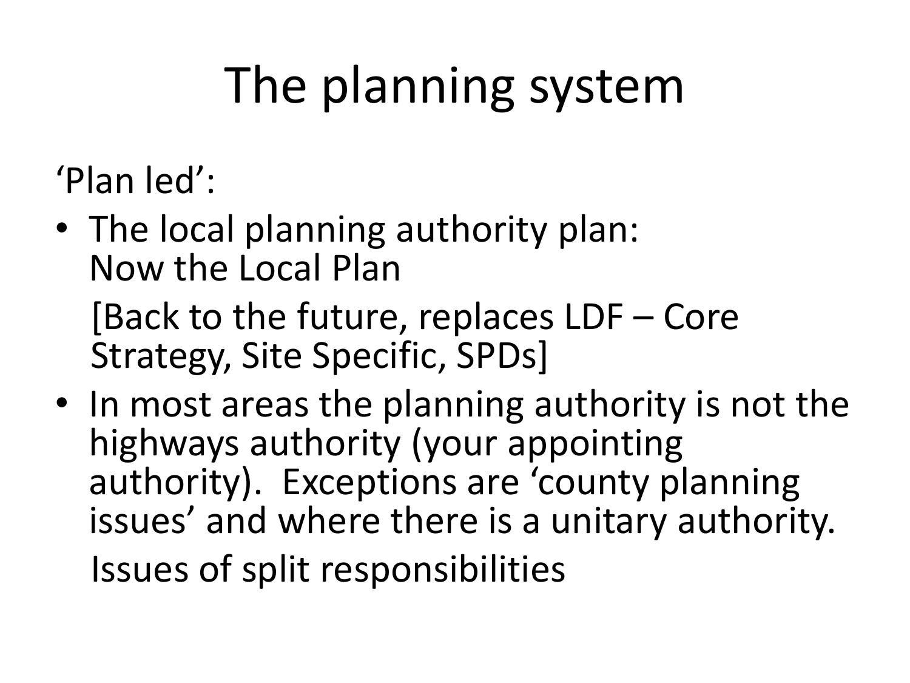# The planning system

'Plan led':

- The local planning authority plan: Now the Local Plan

  [Back to the future, replaces LDF – Core Strategy, Site Specific, SPDs]

- In most areas the planning authority is not the highways authority (your appointing authority). Exceptions are 'county planning issues' and where there is a unitary authority.

  Issues of split responsibilities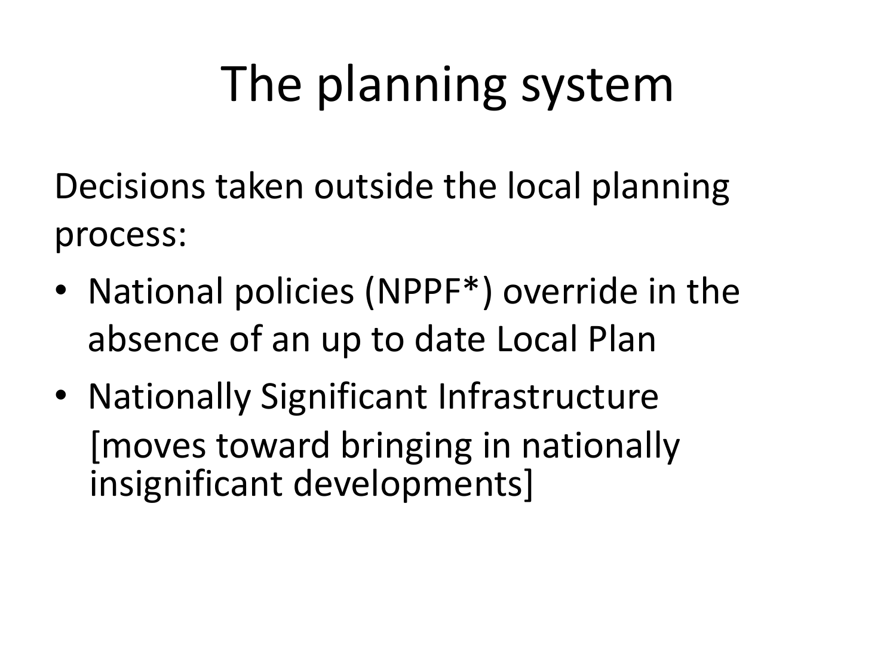# The planning system

Decisions taken outside the local planning process:

- National policies (NPPF*) override in the absence of an up to date Local Plan
- Nationally Significant Infrastructure [moves toward bringing in nationally insignificant developments]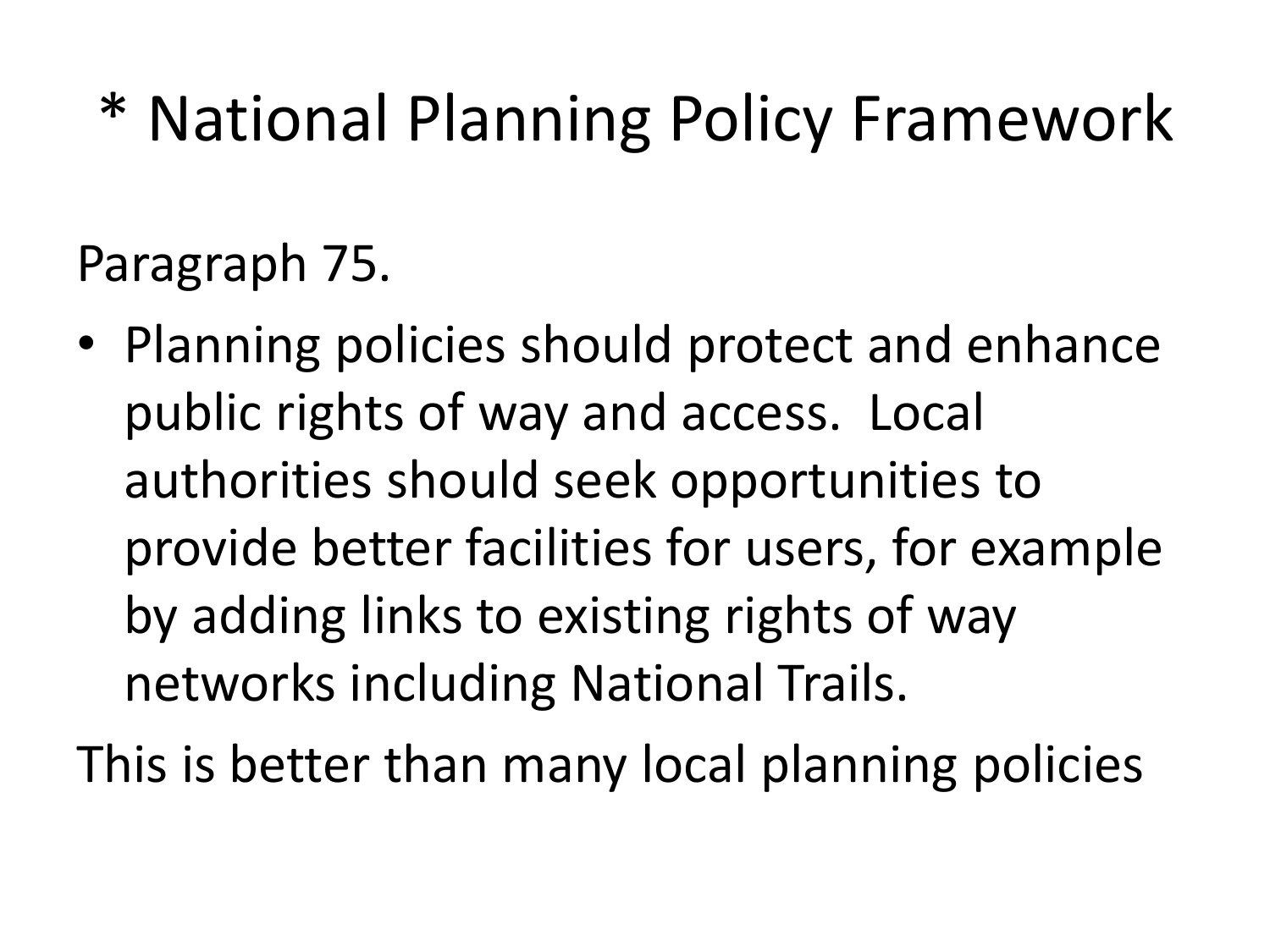# * National Planning Policy Framework

Paragraph 75.

- Planning policies should protect and enhance public rights of way and access. Local authorities should seek opportunities to provide better facilities for users, for example by adding links to existing rights of way networks including National Trails.

This is better than many local planning policies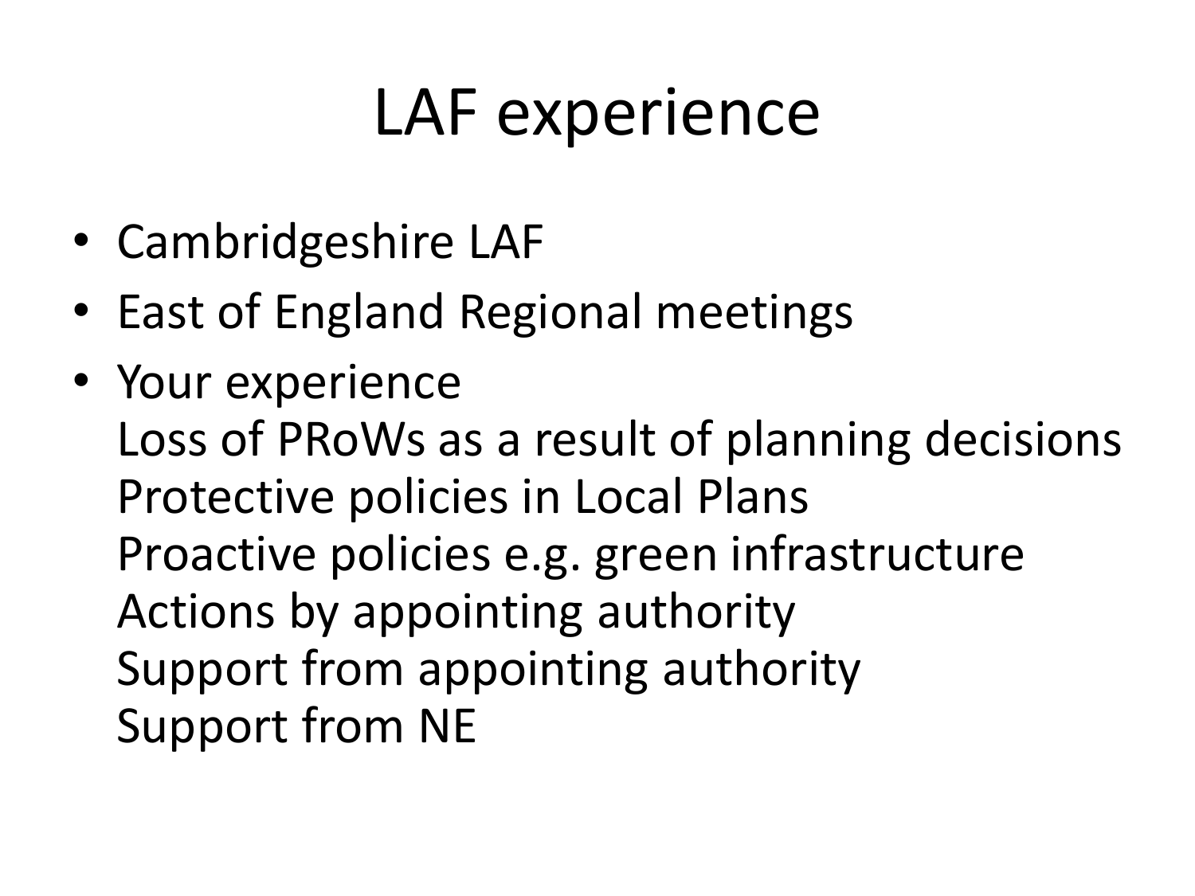# LAF experience

- Cambridgeshire LAF
- East of England Regional meetings
- Your experience
  Loss of PRoWs as a result of planning decisions
  Protective policies in Local Plans
  Proactive policies e.g. green infrastructure
  Actions by appointing authority
  Support from appointing authority
  Support from NE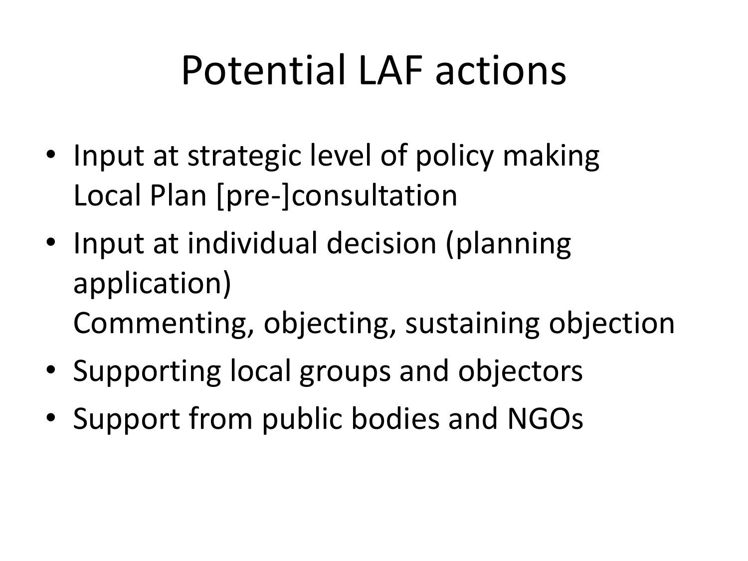# Potential LAF actions

- Input at strategic level of policy making
  Local Plan [pre-]consultation
- Input at individual decision (planning application)
  Commenting, objecting, sustaining objection
- Supporting local groups and objectors
- Support from public bodies and NGOs